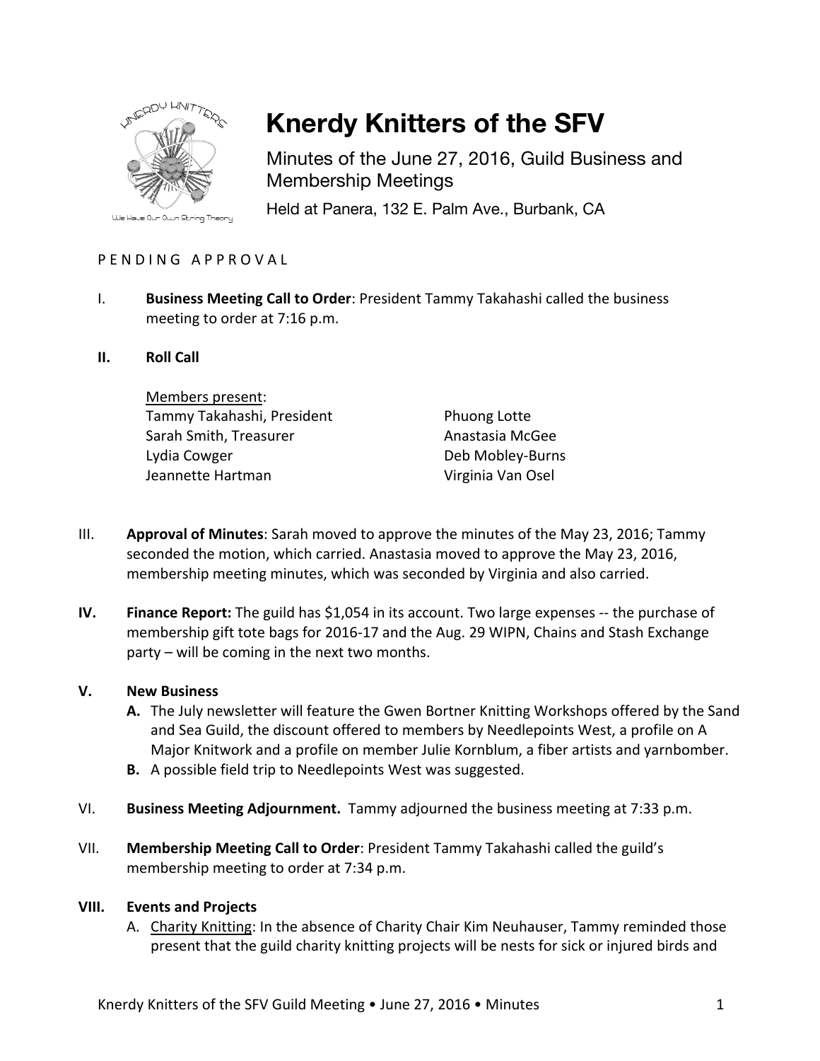# Knerdy Knitters of the SFV

Minutes of the June 27, 2016, Guild Business and Membership Meetings

Held at Panera, 132 E. Palm Ave., Burbank, CA

PENDING APPROVAL

I. **Business Meeting Call to Order**: President Tammy Takahashi called the business meeting to order at 7:16 p.m.

**II. Roll Call**

Members present:

Tammy Takahashi, President
Sarah Smith, Treasurer
Lydia Cowger
Jeannette Hartman
Phuong Lotte
Anastasia McGee
Deb Mobley-Burns
Virginia Van Osel

III. **Approval of Minutes**: Sarah moved to approve the minutes of the May 23, 2016; Tammy seconded the motion, which carried. Anastasia moved to approve the May 23, 2016, membership meeting minutes, which was seconded by Virginia and also carried.

**IV. Finance Report:** The guild has $1,054 in its account. Two large expenses -- the purchase of membership gift tote bags for 2016-17 and the Aug. 29 WIPN, Chains and Stash Exchange party – will be coming in the next two months.

**V. New Business**

**A.** The July newsletter will feature the Gwen Bortner Knitting Workshops offered by the Sand and Sea Guild, the discount offered to members by Needlepoints West, a profile on A Major Knitwork and a profile on member Julie Kornblum, a fiber artists and yarnbomber.

**B.** A possible field trip to Needlepoints West was suggested.

VI. **Business Meeting Adjournment.** Tammy adjourned the business meeting at 7:33 p.m.

VII. **Membership Meeting Call to Order**: President Tammy Takahashi called the guild's membership meeting to order at 7:34 p.m.

**VIII. Events and Projects**

A. Charity Knitting: In the absence of Charity Chair Kim Neuhauser, Tammy reminded those present that the guild charity knitting projects will be nests for sick or injured birds and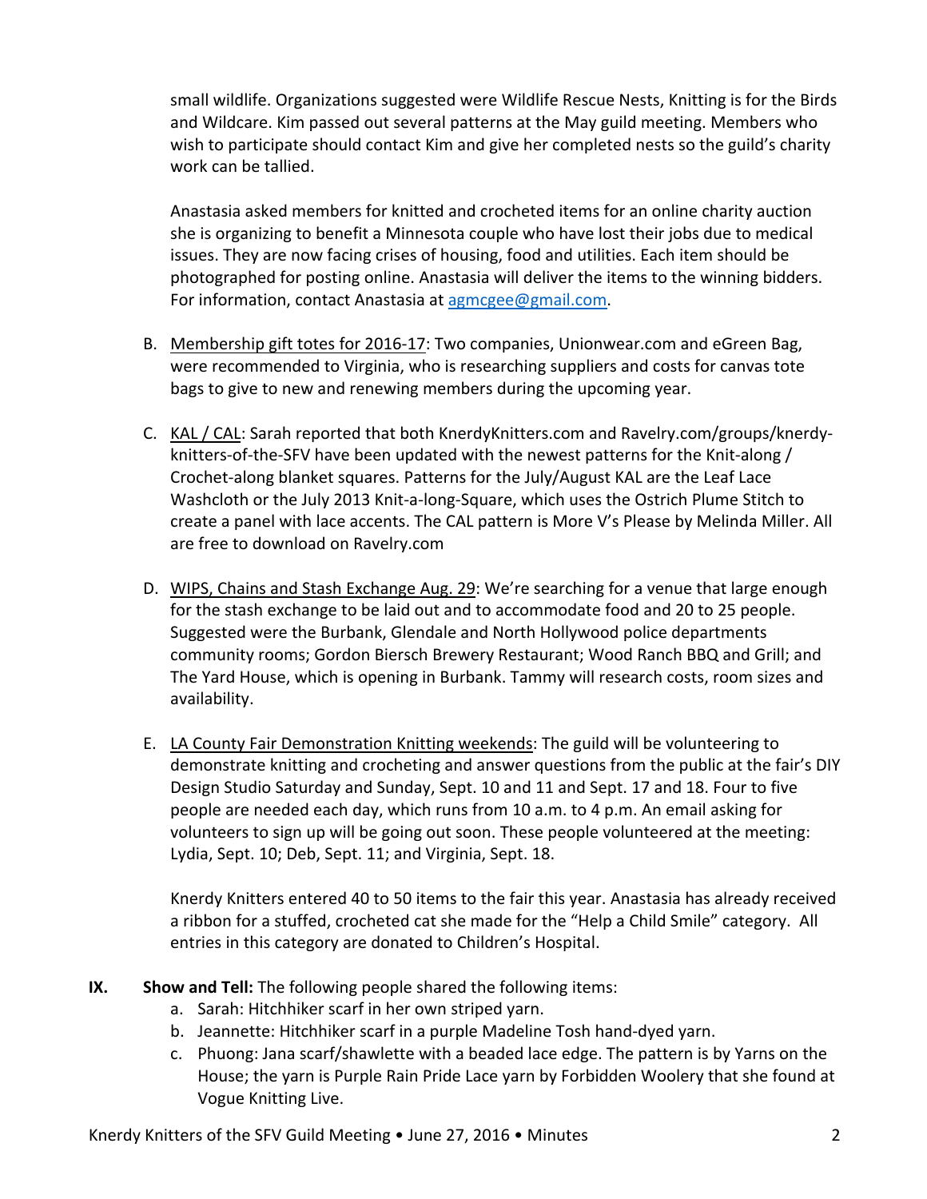small wildlife. Organizations suggested were Wildlife Rescue Nests, Knitting is for the Birds and Wildcare. Kim passed out several patterns at the May guild meeting. Members who wish to participate should contact Kim and give her completed nests so the guild's charity work can be tallied.

Anastasia asked members for knitted and crocheted items for an online charity auction she is organizing to benefit a Minnesota couple who have lost their jobs due to medical issues. They are now facing crises of housing, food and utilities. Each item should be photographed for posting online. Anastasia will deliver the items to the winning bidders. For information, contact Anastasia at agmcgee@gmail.com.

B. Membership gift totes for 2016-17: Two companies, Unionwear.com and eGreen Bag, were recommended to Virginia, who is researching suppliers and costs for canvas tote bags to give to new and renewing members during the upcoming year.

C. KAL / CAL: Sarah reported that both KnerdyKnitters.com and Ravelry.com/groups/knerdy-knitters-of-the-SFV have been updated with the newest patterns for the Knit-along / Crochet-along blanket squares. Patterns for the July/August KAL are the Leaf Lace Washcloth or the July 2013 Knit-a-long-Square, which uses the Ostrich Plume Stitch to create a panel with lace accents. The CAL pattern is More V's Please by Melinda Miller. All are free to download on Ravelry.com

D. WIPS, Chains and Stash Exchange Aug. 29: We're searching for a venue that large enough for the stash exchange to be laid out and to accommodate food and 20 to 25 people. Suggested were the Burbank, Glendale and North Hollywood police departments community rooms; Gordon Biersch Brewery Restaurant; Wood Ranch BBQ and Grill; and The Yard House, which is opening in Burbank. Tammy will research costs, room sizes and availability.

E. LA County Fair Demonstration Knitting weekends: The guild will be volunteering to demonstrate knitting and crocheting and answer questions from the public at the fair's DIY Design Studio Saturday and Sunday, Sept. 10 and 11 and Sept. 17 and 18. Four to five people are needed each day, which runs from 10 a.m. to 4 p.m. An email asking for volunteers to sign up will be going out soon. These people volunteered at the meeting: Lydia, Sept. 10; Deb, Sept. 11; and Virginia, Sept. 18.

Knerdy Knitters entered 40 to 50 items to the fair this year. Anastasia has already received a ribbon for a stuffed, crocheted cat she made for the "Help a Child Smile" category. All entries in this category are donated to Children's Hospital.

**IX. Show and Tell:** The following people shared the following items:

a. Sarah: Hitchhiker scarf in her own striped yarn.
b. Jeannette: Hitchhiker scarf in a purple Madeline Tosh hand-dyed yarn.
c. Phuong: Jana scarf/shawlette with a beaded lace edge. The pattern is by Yarns on the House; the yarn is Purple Rain Pride Lace yarn by Forbidden Woolery that she found at Vogue Knitting Live.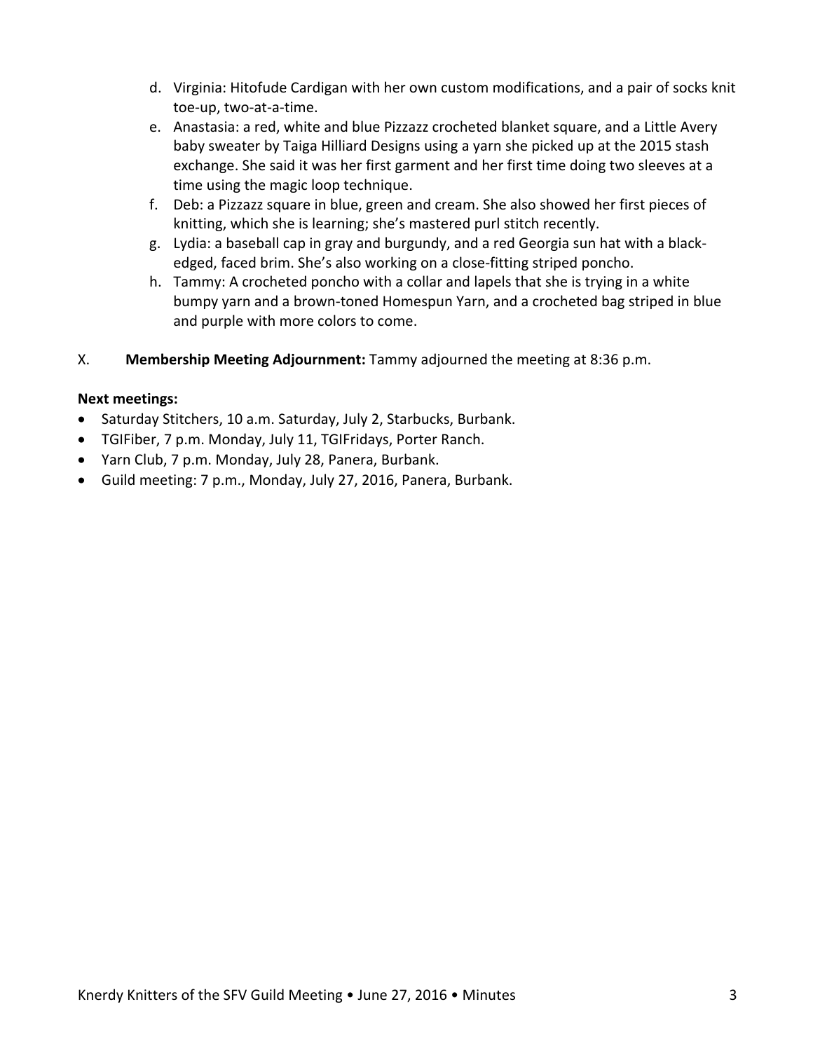d. Virginia: Hitofude Cardigan with her own custom modifications, and a pair of socks knit toe-up, two-at-a-time.
e. Anastasia: a red, white and blue Pizzazz crocheted blanket square, and a Little Avery baby sweater by Taiga Hilliard Designs using a yarn she picked up at the 2015 stash exchange. She said it was her first garment and her first time doing two sleeves at a time using the magic loop technique.
f. Deb: a Pizzazz square in blue, green and cream. She also showed her first pieces of knitting, which she is learning; she's mastered purl stitch recently.
g. Lydia: a baseball cap in gray and burgundy, and a red Georgia sun hat with a black-edged, faced brim. She's also working on a close-fitting striped poncho.
h. Tammy: A crocheted poncho with a collar and lapels that she is trying in a white bumpy yarn and a brown-toned Homespun Yarn, and a crocheted bag striped in blue and purple with more colors to come.

X. **Membership Meeting Adjournment:** Tammy adjourned the meeting at 8:36 p.m.

**Next meetings:**

- Saturday Stitchers, 10 a.m. Saturday, July 2, Starbucks, Burbank.
- TGIFiber, 7 p.m. Monday, July 11, TGIFridays, Porter Ranch.
- Yarn Club, 7 p.m. Monday, July 28, Panera, Burbank.
- Guild meeting: 7 p.m., Monday, July 27, 2016, Panera, Burbank.